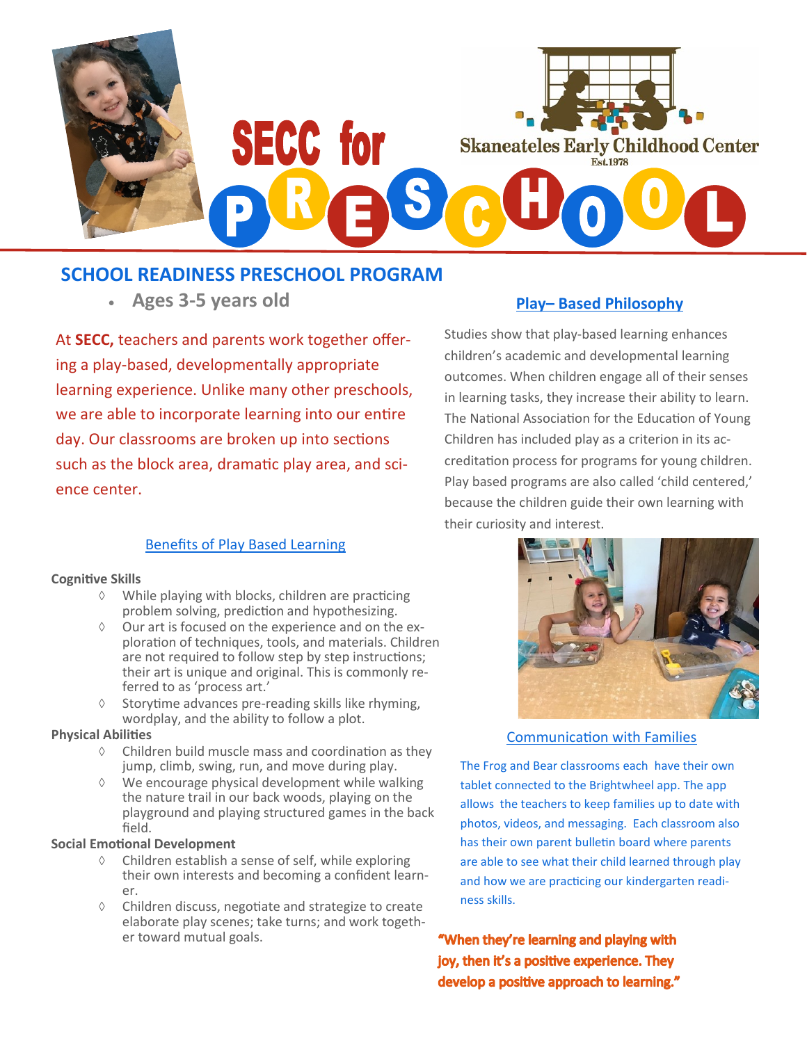# SECC for PRESCHOOL

Skaneateles Early Childhood Center
Est.1978

## SCHOOL READINESS PRESCHOOL PROGRAM

- **Ages 3-5 years old**

At **SECC,** teachers and parents work together offering a play-based, developmentally appropriate learning experience. Unlike many other preschools, we are able to incorporate learning into our entire day. Our classrooms are broken up into sections such as the block area, dramatic play area, and science center.

### Benefits of Play Based Learning

**Cognitive Skills**

- While playing with blocks, children are practicing problem solving, prediction and hypothesizing.
- Our art is focused on the experience and on the exploration of techniques, tools, and materials. Children are not required to follow step by step instructions; their art is unique and original. This is commonly referred to as 'process art.'
- Storytime advances pre-reading skills like rhyming, wordplay, and the ability to follow a plot.

**Physical Abilities**

- Children build muscle mass and coordination as they jump, climb, swing, run, and move during play.
- We encourage physical development while walking the nature trail in our back woods, playing on the playground and playing structured games in the back field.

**Social Emotional Development**

- Children establish a sense of self, while exploring their own interests and becoming a confident learner.
- Children discuss, negotiate and strategize to create elaborate play scenes; take turns; and work together toward mutual goals.

### Play– Based Philosophy

Studies show that play-based learning enhances children's academic and developmental learning outcomes. When children engage all of their senses in learning tasks, they increase their ability to learn. The National Association for the Education of Young Children has included play as a criterion in its accreditation process for programs for young children. Play based programs are also called 'child centered,' because the children guide their own learning with their curiosity and interest.

### Communication with Families

The Frog and Bear classrooms each have their own tablet connected to the Brightwheel app. The app allows the teachers to keep families up to date with photos, videos, and messaging. Each classroom also has their own parent bulletin board where parents are able to see what their child learned through play and how we are practicing our kindergarten readiness skills.

**"When they're learning and playing with joy, then it's a positive experience. They develop a positive approach to learning."**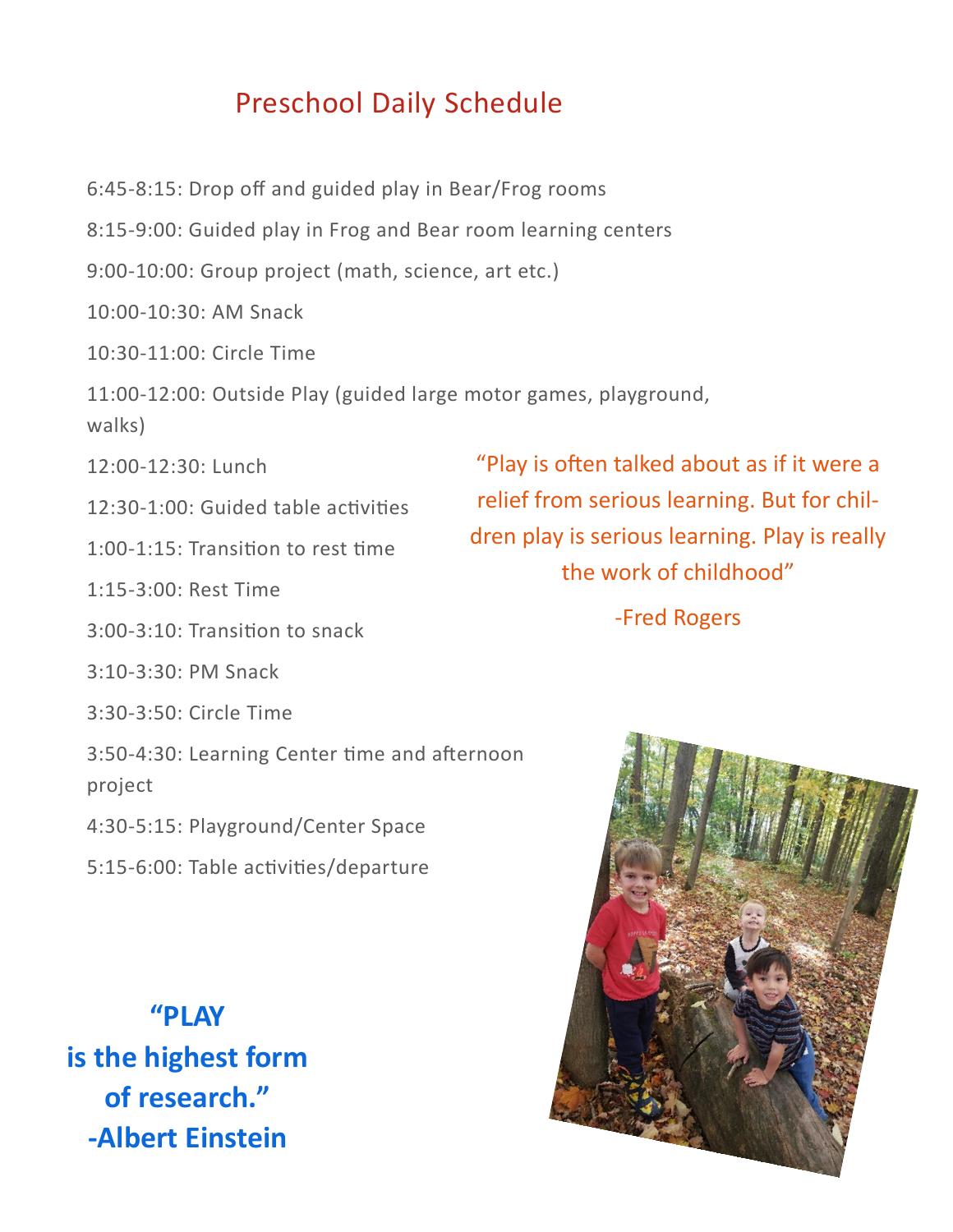# Preschool Daily Schedule

6:45-8:15: Drop off and guided play in Bear/Frog rooms

8:15-9:00: Guided play in Frog and Bear room learning centers

9:00-10:00: Group project (math, science, art etc.)

10:00-10:30: AM Snack

10:30-11:00: Circle Time

11:00-12:00: Outside Play (guided large motor games, playground, walks)

12:00-12:30: Lunch

12:30-1:00: Guided table activities

1:00-1:15: Transition to rest time

1:15-3:00: Rest Time

3:00-3:10: Transition to snack

3:10-3:30: PM Snack

3:30-3:50: Circle Time

3:50-4:30: Learning Center time and afternoon project

4:30-5:15: Playground/Center Space

5:15-6:00: Table activities/departure

"Play is often talked about as if it were a relief from serious learning. But for children play is serious learning. Play is really the work of childhood"

-Fred Rogers

**"PLAY is the highest form of research."**
**-Albert Einstein**